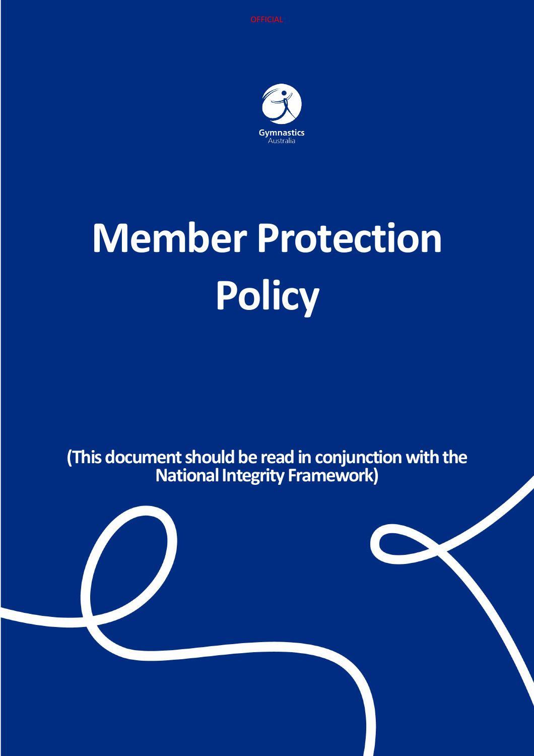OFFICIAL

Gymnastics Australia

# Member Protection Policy

**(This document should be read in conjunction with the National Integrity Framework)**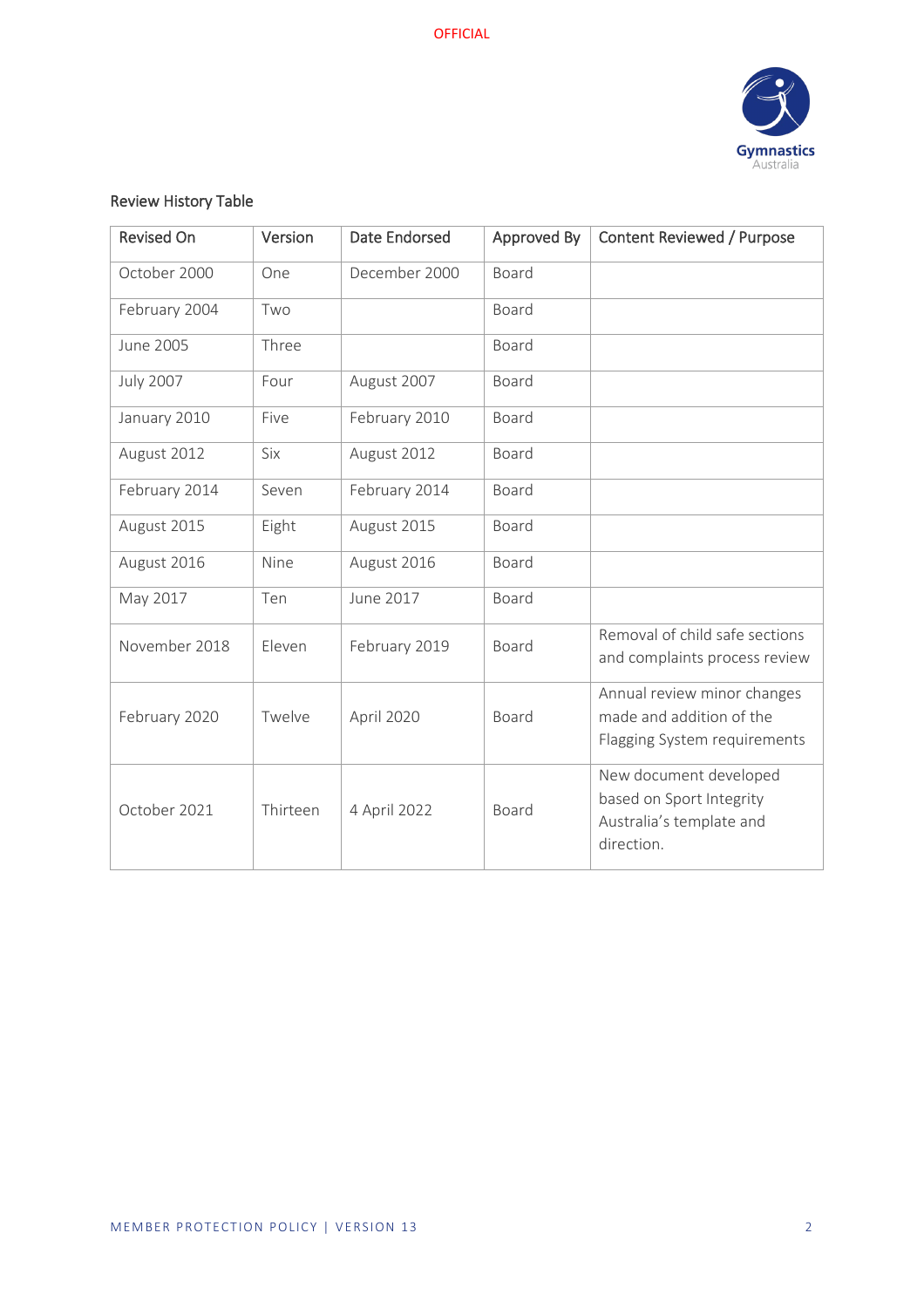Review History Table

| Revised On | Version | Date Endorsed | Approved By | Content Reviewed / Purpose |
|---|---|---|---|---|
| October 2000 | One | December 2000 | Board | |
| February 2004 | Two | | Board | |
| June 2005 | Three | | Board | |
| July 2007 | Four | August 2007 | Board | |
| January 2010 | Five | February 2010 | Board | |
| August 2012 | Six | August 2012 | Board | |
| February 2014 | Seven | February 2014 | Board | |
| August 2015 | Eight | August 2015 | Board | |
| August 2016 | Nine | August 2016 | Board | |
| May 2017 | Ten | June 2017 | Board | |
| November 2018 | Eleven | February 2019 | Board | Removal of child safe sections and complaints process review |
| February 2020 | Twelve | April 2020 | Board | Annual review minor changes made and addition of the Flagging System requirements |
| October 2021 | Thirteen | 4 April 2022 | Board | New document developed based on Sport Integrity Australia's template and direction. |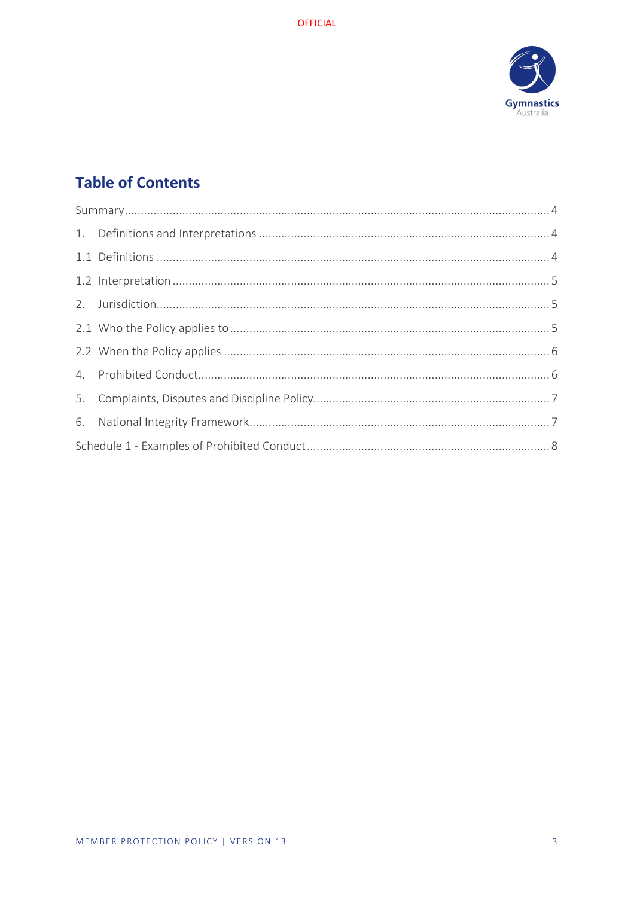## Table of Contents

Summary....................................................4

1. Definitions and Interpretations ....................................................4

1.1 Definitions ....................................................4

1.2 Interpretation ....................................................5

2. Jurisdiction....................................................5

2.1 Who the Policy applies to ....................................................5

2.2 When the Policy applies ....................................................6

4. Prohibited Conduct....................................................6

5. Complaints, Disputes and Discipline Policy....................................................7

6. National Integrity Framework....................................................7

Schedule 1 - Examples of Prohibited Conduct ....................................................8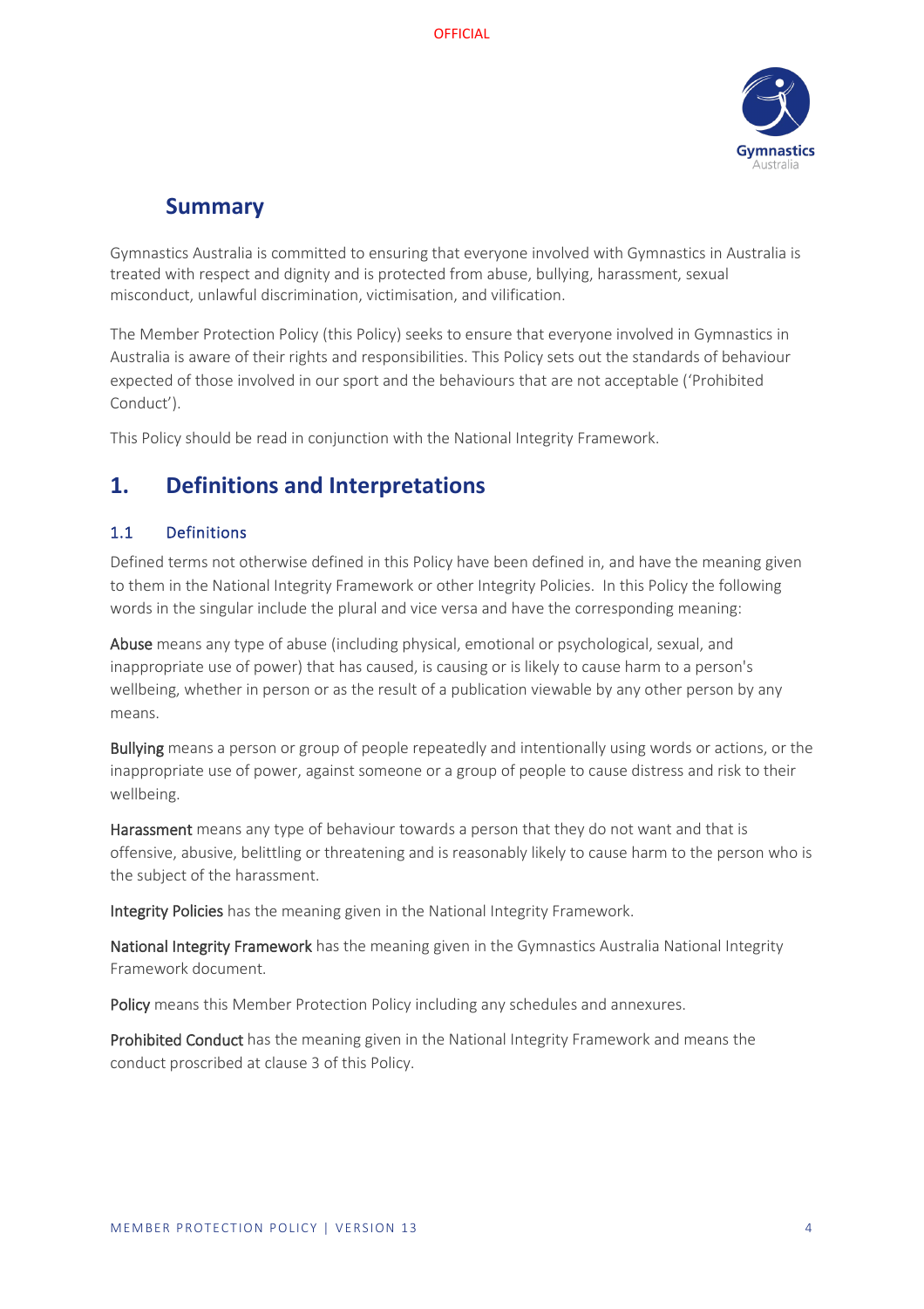## Summary

Gymnastics Australia is committed to ensuring that everyone involved with Gymnastics in Australia is treated with respect and dignity and is protected from abuse, bullying, harassment, sexual misconduct, unlawful discrimination, victimisation, and vilification.

The Member Protection Policy (this Policy) seeks to ensure that everyone involved in Gymnastics in Australia is aware of their rights and responsibilities. This Policy sets out the standards of behaviour expected of those involved in our sport and the behaviours that are not acceptable ('Prohibited Conduct').

This Policy should be read in conjunction with the National Integrity Framework.

# 1. Definitions and Interpretations

### 1.1 Definitions

Defined terms not otherwise defined in this Policy have been defined in, and have the meaning given to them in the National Integrity Framework or other Integrity Policies. In this Policy the following words in the singular include the plural and vice versa and have the corresponding meaning:

**Abuse** means any type of abuse (including physical, emotional or psychological, sexual, and inappropriate use of power) that has caused, is causing or is likely to cause harm to a person's wellbeing, whether in person or as the result of a publication viewable by any other person by any means.

**Bullying** means a person or group of people repeatedly and intentionally using words or actions, or the inappropriate use of power, against someone or a group of people to cause distress and risk to their wellbeing.

**Harassment** means any type of behaviour towards a person that they do not want and that is offensive, abusive, belittling or threatening and is reasonably likely to cause harm to the person who is the subject of the harassment.

**Integrity Policies** has the meaning given in the National Integrity Framework.

**National Integrity Framework** has the meaning given in the Gymnastics Australia National Integrity Framework document.

**Policy** means this Member Protection Policy including any schedules and annexures.

**Prohibited Conduct** has the meaning given in the National Integrity Framework and means the conduct proscribed at clause 3 of this Policy.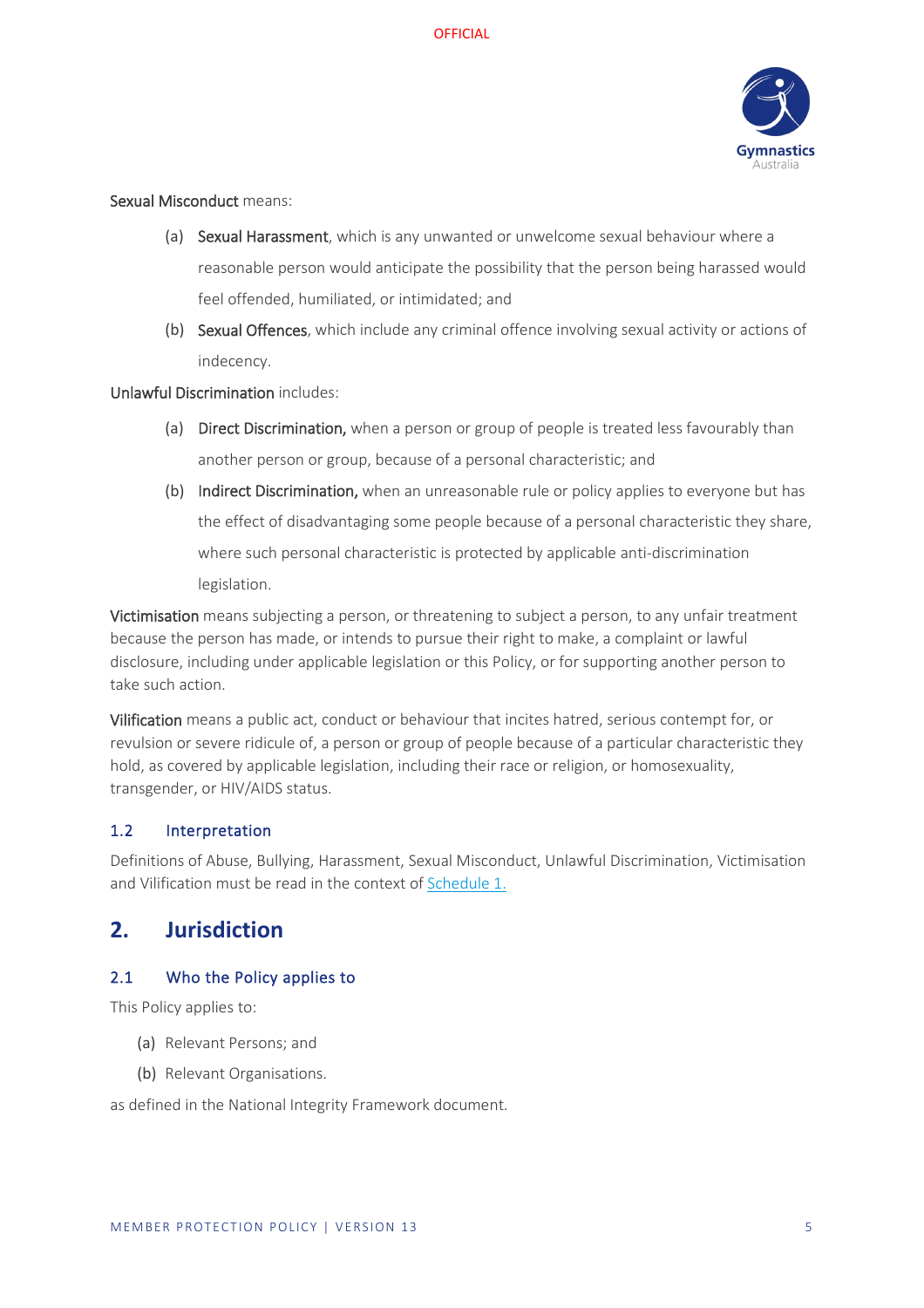Sexual Misconduct means:

(a) Sexual Harassment, which is any unwanted or unwelcome sexual behaviour where a reasonable person would anticipate the possibility that the person being harassed would feel offended, humiliated, or intimidated; and

(b) Sexual Offences, which include any criminal offence involving sexual activity or actions of indecency.

Unlawful Discrimination includes:

(a) **Direct Discrimination,** when a person or group of people is treated less favourably than another person or group, because of a personal characteristic; and

(b) **Indirect Discrimination,** when an unreasonable rule or policy applies to everyone but has the effect of disadvantaging some people because of a personal characteristic they share, where such personal characteristic is protected by applicable anti-discrimination legislation.

**Victimisation** means subjecting a person, or threatening to subject a person, to any unfair treatment because the person has made, or intends to pursue their right to make, a complaint or lawful disclosure, including under applicable legislation or this Policy, or for supporting another person to take such action.

**Vilification** means a public act, conduct or behaviour that incites hatred, serious contempt for, or revulsion or severe ridicule of, a person or group of people because of a particular characteristic they hold, as covered by applicable legislation, including their race or religion, or homosexuality, transgender, or HIV/AIDS status.

### 1.2 Interpretation

Definitions of Abuse, Bullying, Harassment, Sexual Misconduct, Unlawful Discrimination, Victimisation and Vilification must be read in the context of Schedule 1.

## 2. Jurisdiction

### 2.1 Who the Policy applies to

This Policy applies to:

(a) Relevant Persons; and

(b) Relevant Organisations.

as defined in the National Integrity Framework document.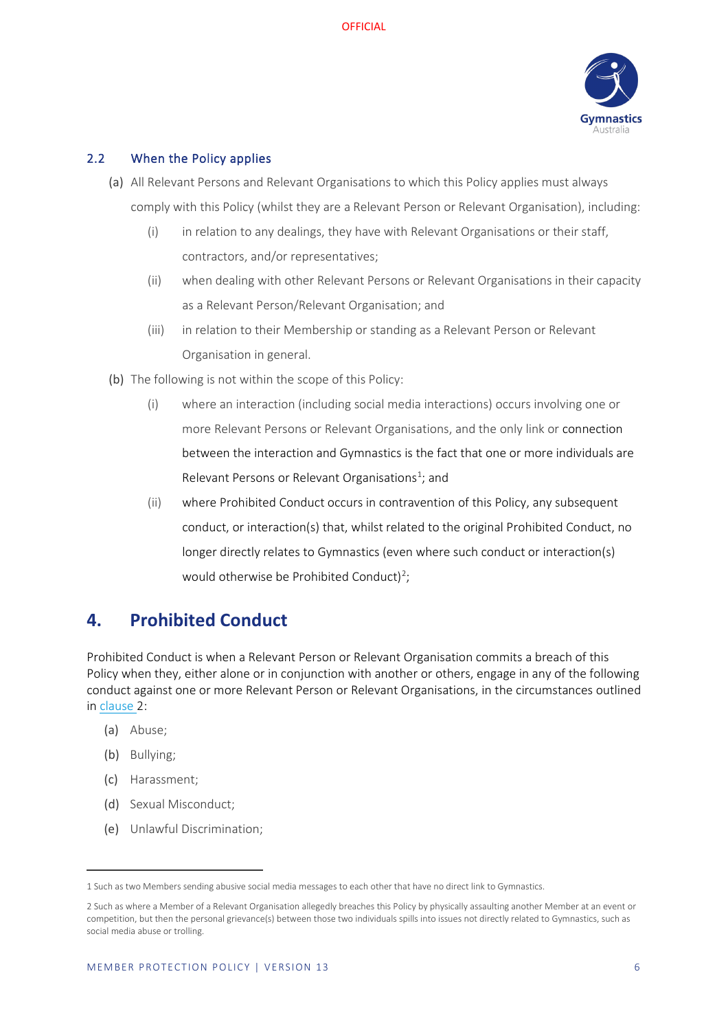### 2.2 When the Policy applies

(a) All Relevant Persons and Relevant Organisations to which this Policy applies must always comply with this Policy (whilst they are a Relevant Person or Relevant Organisation), including:

  (i) in relation to any dealings, they have with Relevant Organisations or their staff, contractors, and/or representatives;

  (ii) when dealing with other Relevant Persons or Relevant Organisations in their capacity as a Relevant Person/Relevant Organisation; and

  (iii) in relation to their Membership or standing as a Relevant Person or Relevant Organisation in general.

(b) The following is not within the scope of this Policy:

  (i) where an interaction (including social media interactions) occurs involving one or more Relevant Persons or Relevant Organisations, and the only link or connection between the interaction and Gymnastics is the fact that one or more individuals are Relevant Persons or Relevant Organisations[1]; and

  (ii) where Prohibited Conduct occurs in contravention of this Policy, any subsequent conduct, or interaction(s) that, whilst related to the original Prohibited Conduct, no longer directly relates to Gymnastics (even where such conduct or interaction(s) would otherwise be Prohibited Conduct)[2];

## 4. Prohibited Conduct

Prohibited Conduct is when a Relevant Person or Relevant Organisation commits a breach of this Policy when they, either alone or in conjunction with another or others, engage in any of the following conduct against one or more Relevant Person or Relevant Organisations, in the circumstances outlined in clause 2:

(a) Abuse;

(b) Bullying;

(c) Harassment;

(d) Sexual Misconduct;

(e) Unlawful Discrimination;

---

1 Such as two Members sending abusive social media messages to each other that have no direct link to Gymnastics.

2 Such as where a Member of a Relevant Organisation allegedly breaches this Policy by physically assaulting another Member at an event or competition, but then the personal grievance(s) between those two individuals spills into issues not directly related to Gymnastics, such as social media abuse or trolling.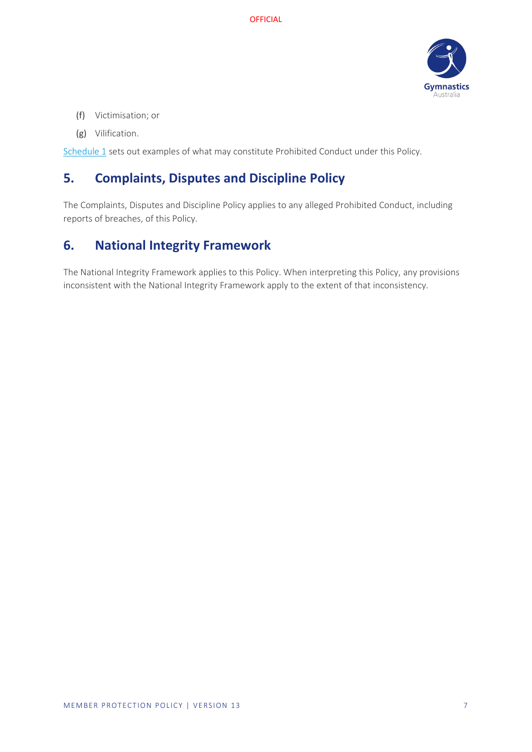(f) Victimisation; or

(g) Vilification.

Schedule 1 sets out examples of what may constitute Prohibited Conduct under this Policy.

## 5. Complaints, Disputes and Discipline Policy

The Complaints, Disputes and Discipline Policy applies to any alleged Prohibited Conduct, including reports of breaches, of this Policy.

## 6. National Integrity Framework

The National Integrity Framework applies to this Policy. When interpreting this Policy, any provisions inconsistent with the National Integrity Framework apply to the extent of that inconsistency.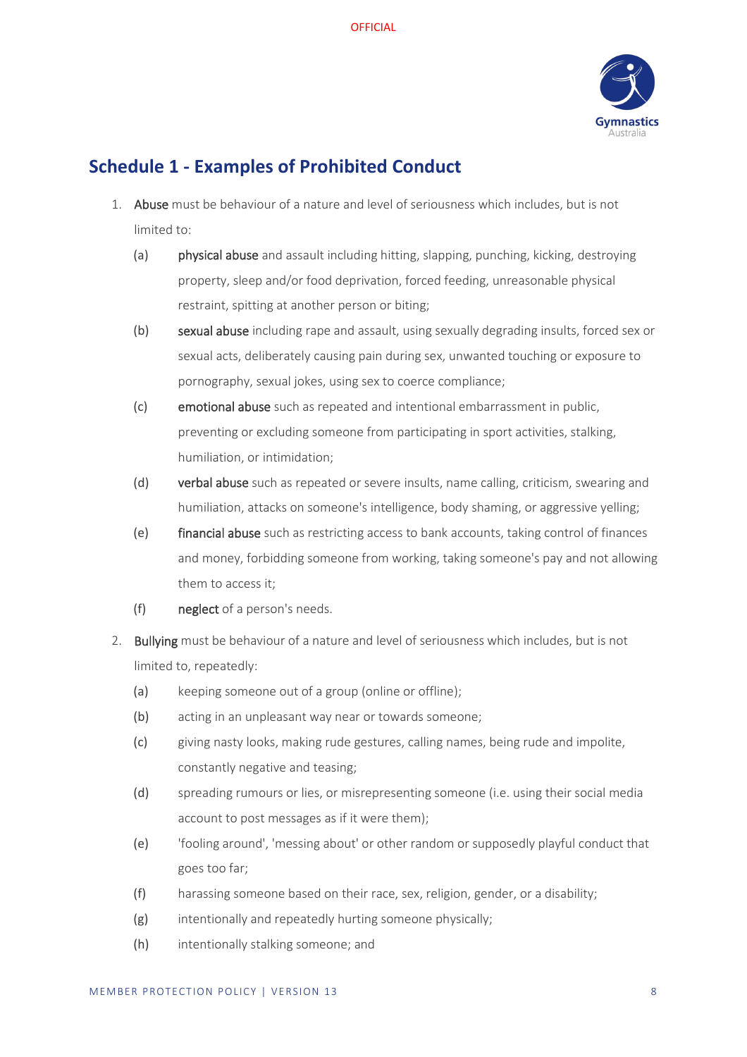## Schedule 1 - Examples of Prohibited Conduct

1. **Abuse** must be behaviour of a nature and level of seriousness which includes, but is not limited to:

   (a) **physical abuse** and assault including hitting, slapping, punching, kicking, destroying property, sleep and/or food deprivation, forced feeding, unreasonable physical restraint, spitting at another person or biting;

   (b) **sexual abuse** including rape and assault, using sexually degrading insults, forced sex or sexual acts, deliberately causing pain during sex, unwanted touching or exposure to pornography, sexual jokes, using sex to coerce compliance;

   (c) **emotional abuse** such as repeated and intentional embarrassment in public, preventing or excluding someone from participating in sport activities, stalking, humiliation, or intimidation;

   (d) **verbal abuse** such as repeated or severe insults, name calling, criticism, swearing and humiliation, attacks on someone's intelligence, body shaming, or aggressive yelling;

   (e) **financial abuse** such as restricting access to bank accounts, taking control of finances and money, forbidding someone from working, taking someone's pay and not allowing them to access it;

   (f) **neglect** of a person's needs.

2. **Bullying** must be behaviour of a nature and level of seriousness which includes, but is not limited to, repeatedly:

   (a) keeping someone out of a group (online or offline);

   (b) acting in an unpleasant way near or towards someone;

   (c) giving nasty looks, making rude gestures, calling names, being rude and impolite, constantly negative and teasing;

   (d) spreading rumours or lies, or misrepresenting someone (i.e. using their social media account to post messages as if it were them);

   (e) 'fooling around', 'messing about' or other random or supposedly playful conduct that goes too far;

   (f) harassing someone based on their race, sex, religion, gender, or a disability;

   (g) intentionally and repeatedly hurting someone physically;

   (h) intentionally stalking someone; and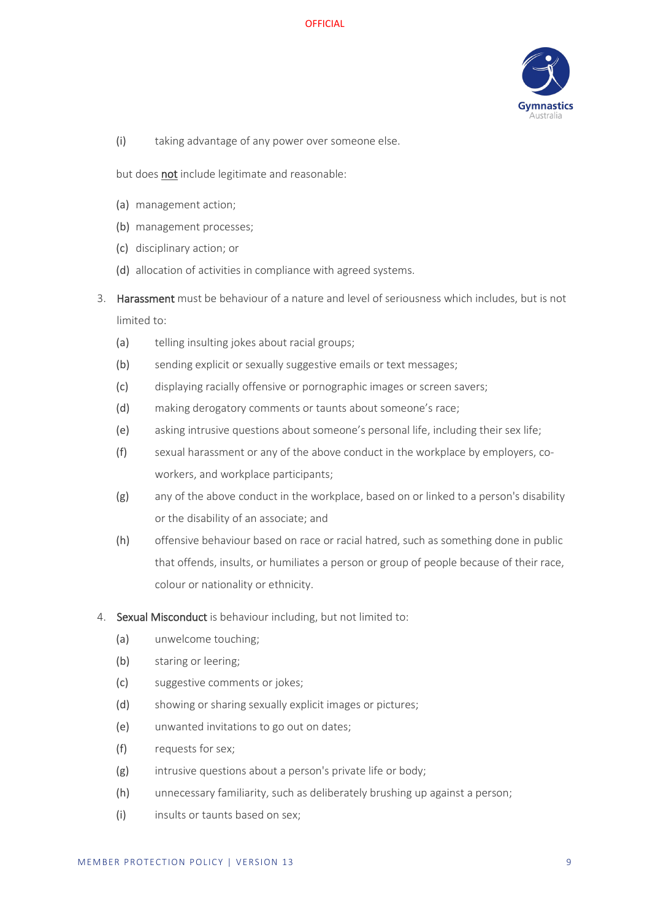(i) taking advantage of any power over someone else.

but does <u>not</u> include legitimate and reasonable:

(a) management action;

(b) management processes;

(c) disciplinary action; or

(d) allocation of activities in compliance with agreed systems.

3. **Harassment** must be behaviour of a nature and level of seriousness which includes, but is not limited to:

   (a) telling insulting jokes about racial groups;

   (b) sending explicit or sexually suggestive emails or text messages;

   (c) displaying racially offensive or pornographic images or screen savers;

   (d) making derogatory comments or taunts about someone's race;

   (e) asking intrusive questions about someone's personal life, including their sex life;

   (f) sexual harassment or any of the above conduct in the workplace by employers, co-workers, and workplace participants;

   (g) any of the above conduct in the workplace, based on or linked to a person's disability or the disability of an associate; and

   (h) offensive behaviour based on race or racial hatred, such as something done in public that offends, insults, or humiliates a person or group of people because of their race, colour or nationality or ethnicity.

4. **Sexual Misconduct** is behaviour including, but not limited to:

   (a) unwelcome touching;

   (b) staring or leering;

   (c) suggestive comments or jokes;

   (d) showing or sharing sexually explicit images or pictures;

   (e) unwanted invitations to go out on dates;

   (f) requests for sex;

   (g) intrusive questions about a person's private life or body;

   (h) unnecessary familiarity, such as deliberately brushing up against a person;

   (i) insults or taunts based on sex;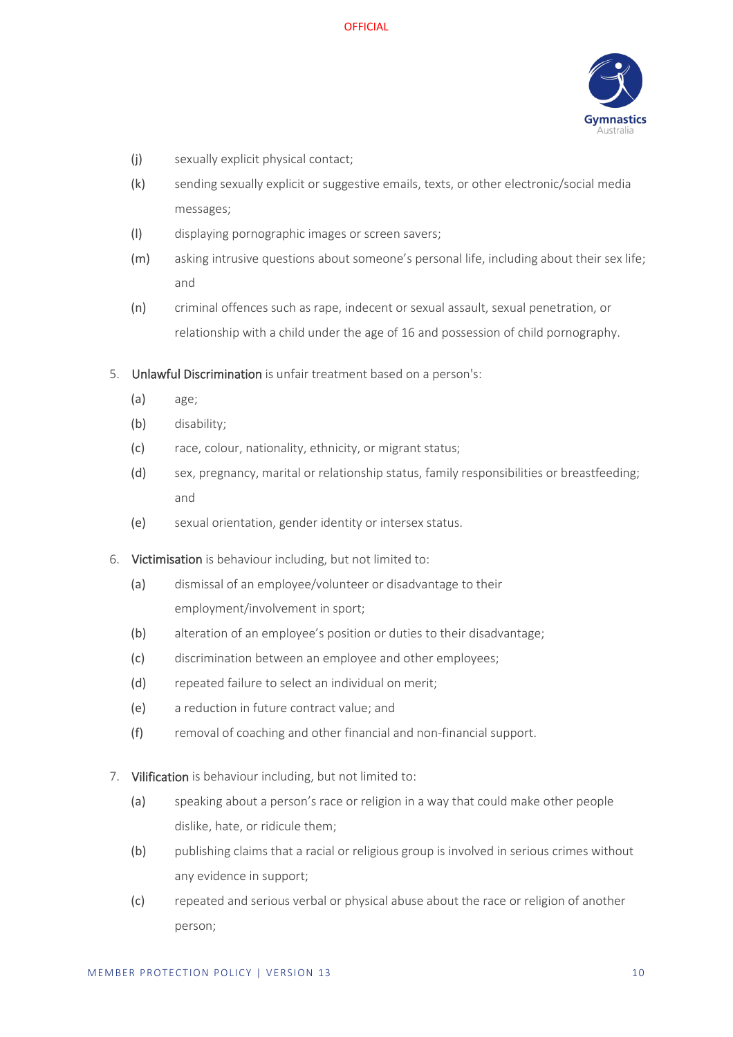(j) sexually explicit physical contact;

(k) sending sexually explicit or suggestive emails, texts, or other electronic/social media messages;

(l) displaying pornographic images or screen savers;

(m) asking intrusive questions about someone's personal life, including about their sex life; and

(n) criminal offences such as rape, indecent or sexual assault, sexual penetration, or relationship with a child under the age of 16 and possession of child pornography.

5. **Unlawful Discrimination** is unfair treatment based on a person's:

    (a) age;

    (b) disability;

    (c) race, colour, nationality, ethnicity, or migrant status;

    (d) sex, pregnancy, marital or relationship status, family responsibilities or breastfeeding; and

    (e) sexual orientation, gender identity or intersex status.

6. **Victimisation** is behaviour including, but not limited to:

    (a) dismissal of an employee/volunteer or disadvantage to their employment/involvement in sport;

    (b) alteration of an employee's position or duties to their disadvantage;

    (c) discrimination between an employee and other employees;

    (d) repeated failure to select an individual on merit;

    (e) a reduction in future contract value; and

    (f) removal of coaching and other financial and non-financial support.

7. **Vilification** is behaviour including, but not limited to:

    (a) speaking about a person's race or religion in a way that could make other people dislike, hate, or ridicule them;

    (b) publishing claims that a racial or religious group is involved in serious crimes without any evidence in support;

    (c) repeated and serious verbal or physical abuse about the race or religion of another person;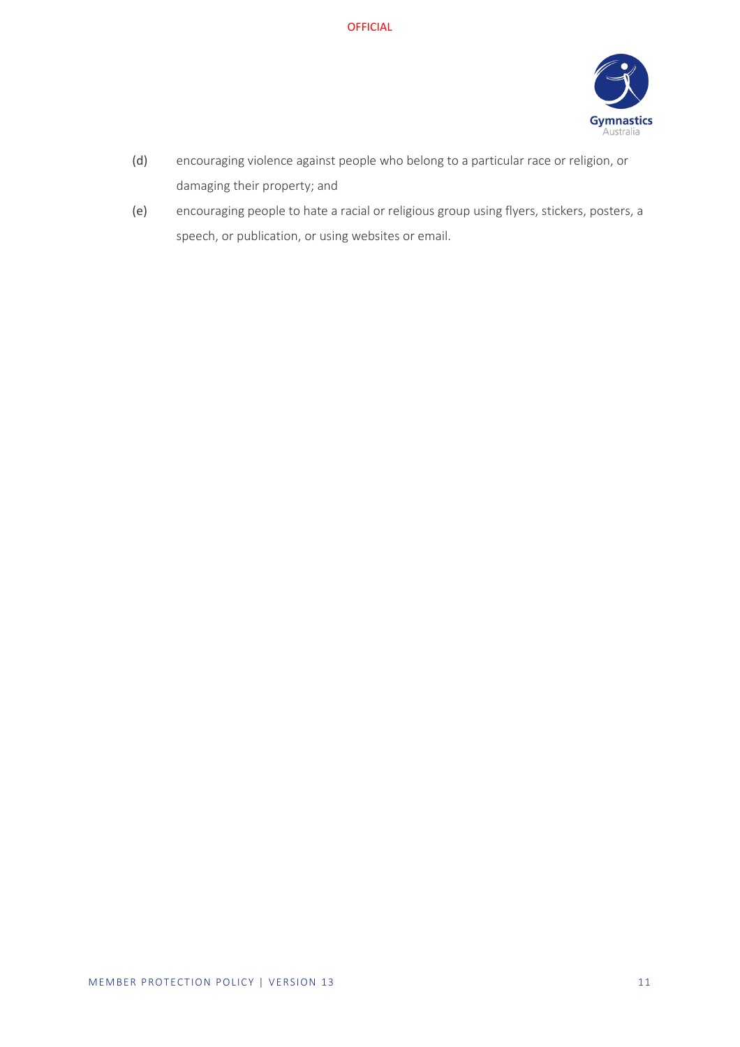(d) encouraging violence against people who belong to a particular race or religion, or damaging their property; and

(e) encouraging people to hate a racial or religious group using flyers, stickers, posters, a speech, or publication, or using websites or email.